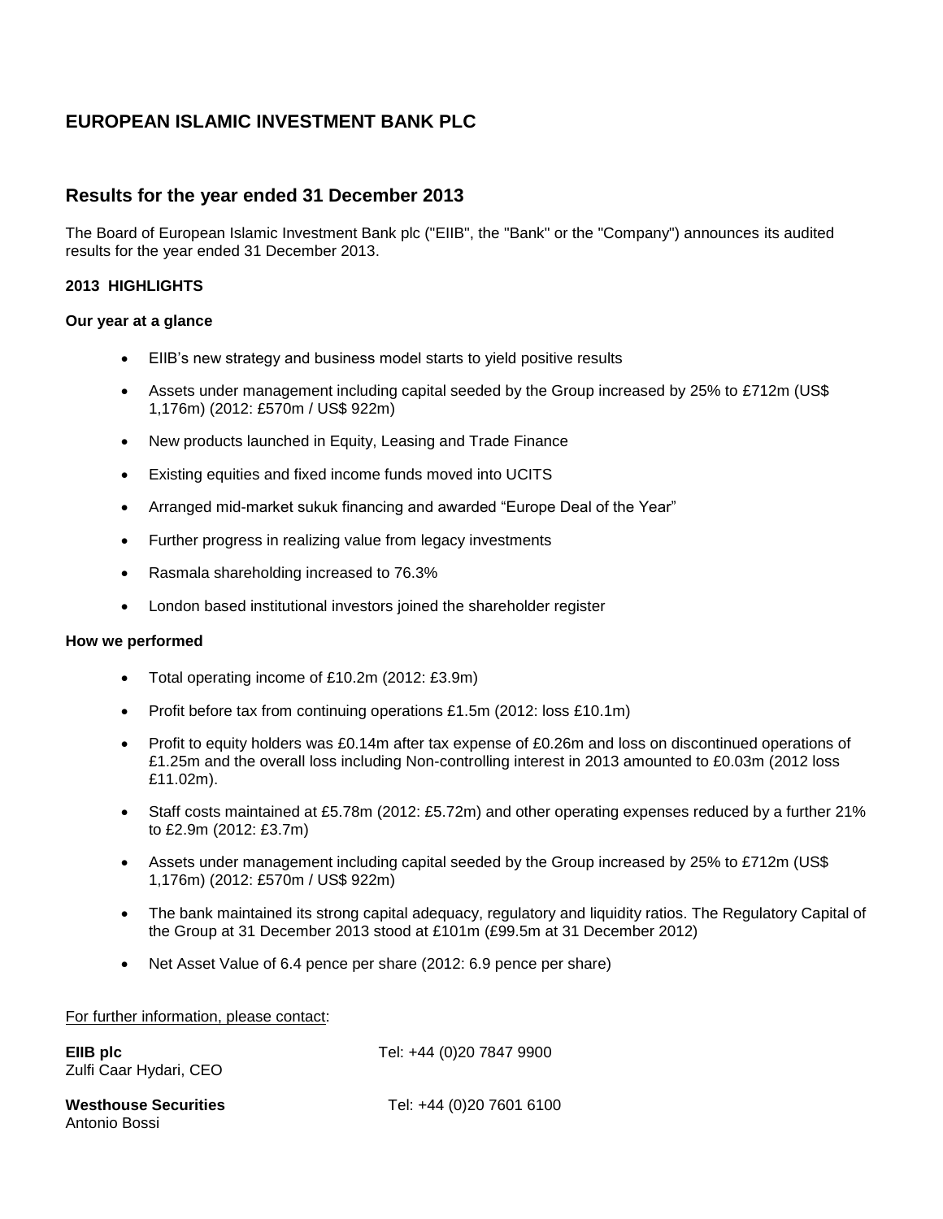# EUROPEAN ISLAMIC INVESTMENT BANK PLC

## Results for the year ended 31 December 2013

The Board of European Islamic Investment Bank plc ("EIIB", the "Bank" or the "Company") announces its audited results for the year ended 31 December 2013.

### 2013 HIGHLIGHTS

**Our year at a glance**

- EIIB's new strategy and business model starts to yield positive results
- Assets under management including capital seeded by the Group increased by 25% to £712m (US$ 1,176m) (2012: £570m / US$ 922m)
- New products launched in Equity, Leasing and Trade Finance
- Existing equities and fixed income funds moved into UCITS
- Arranged mid-market sukuk financing and awarded "Europe Deal of the Year"
- Further progress in realizing value from legacy investments
- Rasmala shareholding increased to 76.3%
- London based institutional investors joined the shareholder register

**How we performed**

- Total operating income of £10.2m (2012: £3.9m)
- Profit before tax from continuing operations £1.5m (2012: loss £10.1m)
- Profit to equity holders was £0.14m after tax expense of £0.26m and loss on discontinued operations of £1.25m and the overall loss including Non-controlling interest in 2013 amounted to £0.03m (2012 loss £11.02m).
- Staff costs maintained at £5.78m (2012: £5.72m) and other operating expenses reduced by a further 21% to £2.9m (2012: £3.7m)
- Assets under management including capital seeded by the Group increased by 25% to £712m (US$ 1,176m) (2012: £570m / US$ 922m)
- The bank maintained its strong capital adequacy, regulatory and liquidity ratios. The Regulatory Capital of the Group at 31 December 2013 stood at £101m (£99.5m at 31 December 2012)
- Net Asset Value of 6.4 pence per share (2012: 6.9 pence per share)

For further information, please contact:

**EIIB plc** Tel: +44 (0)20 7847 9900
Zulfi Caar Hydari, CEO

**Westhouse Securities** Tel: +44 (0)20 7601 6100
Antonio Bossi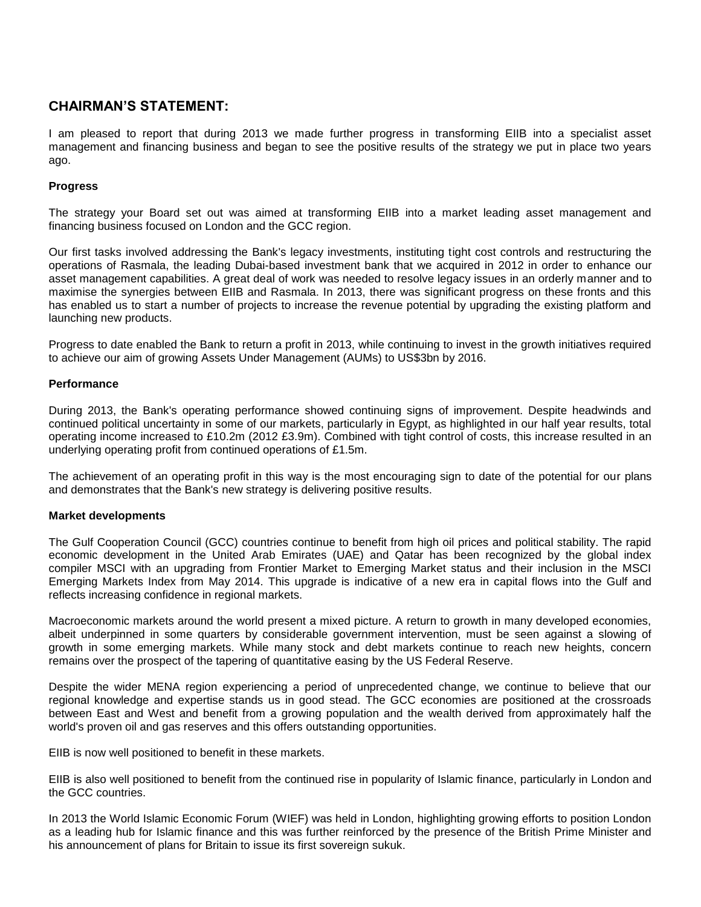## CHAIRMAN'S STATEMENT:

I am pleased to report that during 2013 we made further progress in transforming EIIB into a specialist asset management and financing business and began to see the positive results of the strategy we put in place two years ago.

**Progress**

The strategy your Board set out was aimed at transforming EIIB into a market leading asset management and financing business focused on London and the GCC region.

Our first tasks involved addressing the Bank's legacy investments, instituting tight cost controls and restructuring the operations of Rasmala, the leading Dubai-based investment bank that we acquired in 2012 in order to enhance our asset management capabilities. A great deal of work was needed to resolve legacy issues in an orderly manner and to maximise the synergies between EIIB and Rasmala. In 2013, there was significant progress on these fronts and this has enabled us to start a number of projects to increase the revenue potential by upgrading the existing platform and launching new products.

Progress to date enabled the Bank to return a profit in 2013, while continuing to invest in the growth initiatives required to achieve our aim of growing Assets Under Management (AUMs) to US$3bn by 2016.

**Performance**

During 2013, the Bank's operating performance showed continuing signs of improvement. Despite headwinds and continued political uncertainty in some of our markets, particularly in Egypt, as highlighted in our half year results, total operating income increased to £10.2m (2012 £3.9m). Combined with tight control of costs, this increase resulted in an underlying operating profit from continued operations of £1.5m.

The achievement of an operating profit in this way is the most encouraging sign to date of the potential for our plans and demonstrates that the Bank's new strategy is delivering positive results.

**Market developments**

The Gulf Cooperation Council (GCC) countries continue to benefit from high oil prices and political stability. The rapid economic development in the United Arab Emirates (UAE) and Qatar has been recognized by the global index compiler MSCI with an upgrading from Frontier Market to Emerging Market status and their inclusion in the MSCI Emerging Markets Index from May 2014. This upgrade is indicative of a new era in capital flows into the Gulf and reflects increasing confidence in regional markets.

Macroeconomic markets around the world present a mixed picture. A return to growth in many developed economies, albeit underpinned in some quarters by considerable government intervention, must be seen against a slowing of growth in some emerging markets. While many stock and debt markets continue to reach new heights, concern remains over the prospect of the tapering of quantitative easing by the US Federal Reserve.

Despite the wider MENA region experiencing a period of unprecedented change, we continue to believe that our regional knowledge and expertise stands us in good stead. The GCC economies are positioned at the crossroads between East and West and benefit from a growing population and the wealth derived from approximately half the world's proven oil and gas reserves and this offers outstanding opportunities.

EIIB is now well positioned to benefit in these markets.

EIIB is also well positioned to benefit from the continued rise in popularity of Islamic finance, particularly in London and the GCC countries.

In 2013 the World Islamic Economic Forum (WIEF) was held in London, highlighting growing efforts to position London as a leading hub for Islamic finance and this was further reinforced by the presence of the British Prime Minister and his announcement of plans for Britain to issue its first sovereign sukuk.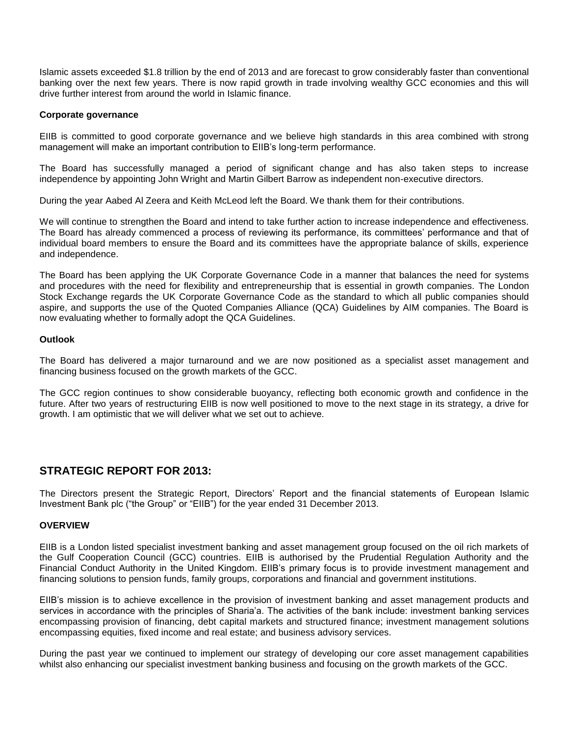Islamic assets exceeded $1.8 trillion by the end of 2013 and are forecast to grow considerably faster than conventional banking over the next few years. There is now rapid growth in trade involving wealthy GCC economies and this will drive further interest from around the world in Islamic finance.

**Corporate governance**

EIIB is committed to good corporate governance and we believe high standards in this area combined with strong management will make an important contribution to EIIB's long-term performance.

The Board has successfully managed a period of significant change and has also taken steps to increase independence by appointing John Wright and Martin Gilbert Barrow as independent non-executive directors.

During the year Aabed Al Zeera and Keith McLeod left the Board. We thank them for their contributions.

We will continue to strengthen the Board and intend to take further action to increase independence and effectiveness. The Board has already commenced a process of reviewing its performance, its committees' performance and that of individual board members to ensure the Board and its committees have the appropriate balance of skills, experience and independence.

The Board has been applying the UK Corporate Governance Code in a manner that balances the need for systems and procedures with the need for flexibility and entrepreneurship that is essential in growth companies. The London Stock Exchange regards the UK Corporate Governance Code as the standard to which all public companies should aspire, and supports the use of the Quoted Companies Alliance (QCA) Guidelines by AIM companies. The Board is now evaluating whether to formally adopt the QCA Guidelines.

**Outlook**

The Board has delivered a major turnaround and we are now positioned as a specialist asset management and financing business focused on the growth markets of the GCC.

The GCC region continues to show considerable buoyancy, reflecting both economic growth and confidence in the future. After two years of restructuring EIIB is now well positioned to move to the next stage in its strategy, a drive for growth. I am optimistic that we will deliver what we set out to achieve.

## STRATEGIC REPORT FOR 2013:

The Directors present the Strategic Report, Directors' Report and the financial statements of European Islamic Investment Bank plc ("the Group" or "EIIB") for the year ended 31 December 2013.

**OVERVIEW**

EIIB is a London listed specialist investment banking and asset management group focused on the oil rich markets of the Gulf Cooperation Council (GCC) countries. EIIB is authorised by the Prudential Regulation Authority and the Financial Conduct Authority in the United Kingdom. EIIB's primary focus is to provide investment management and financing solutions to pension funds, family groups, corporations and financial and government institutions.

EIIB's mission is to achieve excellence in the provision of investment banking and asset management products and services in accordance with the principles of Sharia'a. The activities of the bank include: investment banking services encompassing provision of financing, debt capital markets and structured finance; investment management solutions encompassing equities, fixed income and real estate; and business advisory services.

During the past year we continued to implement our strategy of developing our core asset management capabilities whilst also enhancing our specialist investment banking business and focusing on the growth markets of the GCC.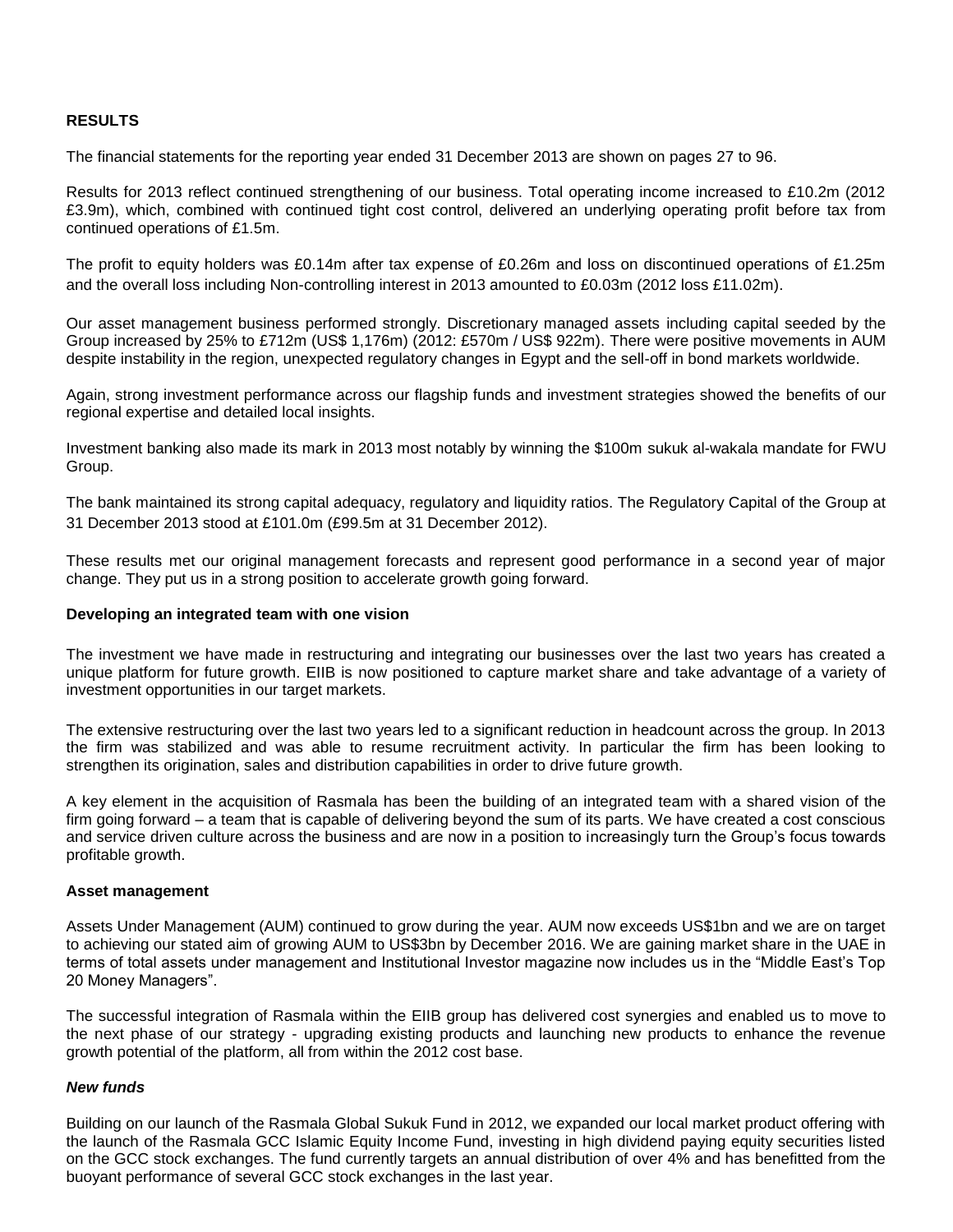## RESULTS

The financial statements for the reporting year ended 31 December 2013 are shown on pages 27 to 96.

Results for 2013 reflect continued strengthening of our business. Total operating income increased to £10.2m (2012 £3.9m), which, combined with continued tight cost control, delivered an underlying operating profit before tax from continued operations of £1.5m.

The profit to equity holders was £0.14m after tax expense of £0.26m and loss on discontinued operations of £1.25m and the overall loss including Non-controlling interest in 2013 amounted to £0.03m (2012 loss £11.02m).

Our asset management business performed strongly. Discretionary managed assets including capital seeded by the Group increased by 25% to £712m (US$ 1,176m) (2012: £570m / US$ 922m). There were positive movements in AUM despite instability in the region, unexpected regulatory changes in Egypt and the sell-off in bond markets worldwide.

Again, strong investment performance across our flagship funds and investment strategies showed the benefits of our regional expertise and detailed local insights.

Investment banking also made its mark in 2013 most notably by winning the $100m sukuk al-wakala mandate for FWU Group.

The bank maintained its strong capital adequacy, regulatory and liquidity ratios. The Regulatory Capital of the Group at 31 December 2013 stood at £101.0m (£99.5m at 31 December 2012).

These results met our original management forecasts and represent good performance in a second year of major change. They put us in a strong position to accelerate growth going forward.

### Developing an integrated team with one vision

The investment we have made in restructuring and integrating our businesses over the last two years has created a unique platform for future growth. EIIB is now positioned to capture market share and take advantage of a variety of investment opportunities in our target markets.

The extensive restructuring over the last two years led to a significant reduction in headcount across the group. In 2013 the firm was stabilized and was able to resume recruitment activity. In particular the firm has been looking to strengthen its origination, sales and distribution capabilities in order to drive future growth.

A key element in the acquisition of Rasmala has been the building of an integrated team with a shared vision of the firm going forward – a team that is capable of delivering beyond the sum of its parts. We have created a cost conscious and service driven culture across the business and are now in a position to increasingly turn the Group's focus towards profitable growth.

### Asset management

Assets Under Management (AUM) continued to grow during the year. AUM now exceeds US$1bn and we are on target to achieving our stated aim of growing AUM to US$3bn by December 2016. We are gaining market share in the UAE in terms of total assets under management and Institutional Investor magazine now includes us in the "Middle East's Top 20 Money Managers".

The successful integration of Rasmala within the EIIB group has delivered cost synergies and enabled us to move to the next phase of our strategy - upgrading existing products and launching new products to enhance the revenue growth potential of the platform, all from within the 2012 cost base.

#### *New funds*

Building on our launch of the Rasmala Global Sukuk Fund in 2012, we expanded our local market product offering with the launch of the Rasmala GCC Islamic Equity Income Fund, investing in high dividend paying equity securities listed on the GCC stock exchanges. The fund currently targets an annual distribution of over 4% and has benefitted from the buoyant performance of several GCC stock exchanges in the last year.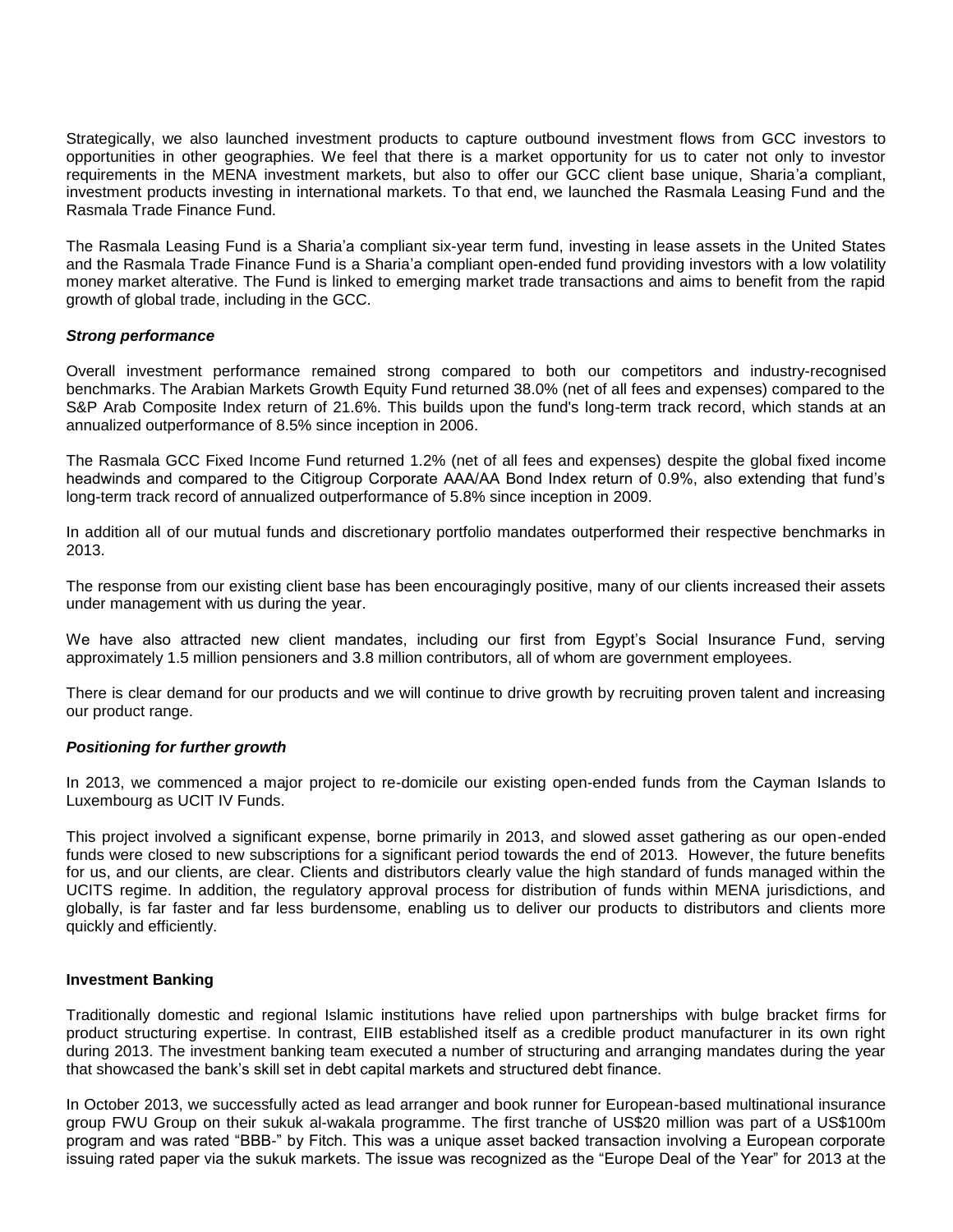Strategically, we also launched investment products to capture outbound investment flows from GCC investors to opportunities in other geographies. We feel that there is a market opportunity for us to cater not only to investor requirements in the MENA investment markets, but also to offer our GCC client base unique, Sharia'a compliant, investment products investing in international markets. To that end, we launched the Rasmala Leasing Fund and the Rasmala Trade Finance Fund.

The Rasmala Leasing Fund is a Sharia'a compliant six-year term fund, investing in lease assets in the United States and the Rasmala Trade Finance Fund is a Sharia'a compliant open-ended fund providing investors with a low volatility money market alterative. The Fund is linked to emerging market trade transactions and aims to benefit from the rapid growth of global trade, including in the GCC.

***Strong performance***

Overall investment performance remained strong compared to both our competitors and industry-recognised benchmarks. The Arabian Markets Growth Equity Fund returned 38.0% (net of all fees and expenses) compared to the S&P Arab Composite Index return of 21.6%. This builds upon the fund's long-term track record, which stands at an annualized outperformance of 8.5% since inception in 2006.

The Rasmala GCC Fixed Income Fund returned 1.2% (net of all fees and expenses) despite the global fixed income headwinds and compared to the Citigroup Corporate AAA/AA Bond Index return of 0.9%, also extending that fund's long-term track record of annualized outperformance of 5.8% since inception in 2009.

In addition all of our mutual funds and discretionary portfolio mandates outperformed their respective benchmarks in 2013.

The response from our existing client base has been encouragingly positive, many of our clients increased their assets under management with us during the year.

We have also attracted new client mandates, including our first from Egypt's Social Insurance Fund, serving approximately 1.5 million pensioners and 3.8 million contributors, all of whom are government employees.

There is clear demand for our products and we will continue to drive growth by recruiting proven talent and increasing our product range.

***Positioning for further growth***

In 2013, we commenced a major project to re-domicile our existing open-ended funds from the Cayman Islands to Luxembourg as UCIT IV Funds.

This project involved a significant expense, borne primarily in 2013, and slowed asset gathering as our open-ended funds were closed to new subscriptions for a significant period towards the end of 2013. However, the future benefits for us, and our clients, are clear. Clients and distributors clearly value the high standard of funds managed within the UCITS regime. In addition, the regulatory approval process for distribution of funds within MENA jurisdictions, and globally, is far faster and far less burdensome, enabling us to deliver our products to distributors and clients more quickly and efficiently.

**Investment Banking**

Traditionally domestic and regional Islamic institutions have relied upon partnerships with bulge bracket firms for product structuring expertise. In contrast, EIIB established itself as a credible product manufacturer in its own right during 2013. The investment banking team executed a number of structuring and arranging mandates during the year that showcased the bank's skill set in debt capital markets and structured debt finance.

In October 2013, we successfully acted as lead arranger and book runner for European-based multinational insurance group FWU Group on their sukuk al-wakala programme. The first tranche of US$20 million was part of a US$100m program and was rated "BBB-" by Fitch. This was a unique asset backed transaction involving a European corporate issuing rated paper via the sukuk markets. The issue was recognized as the "Europe Deal of the Year" for 2013 at the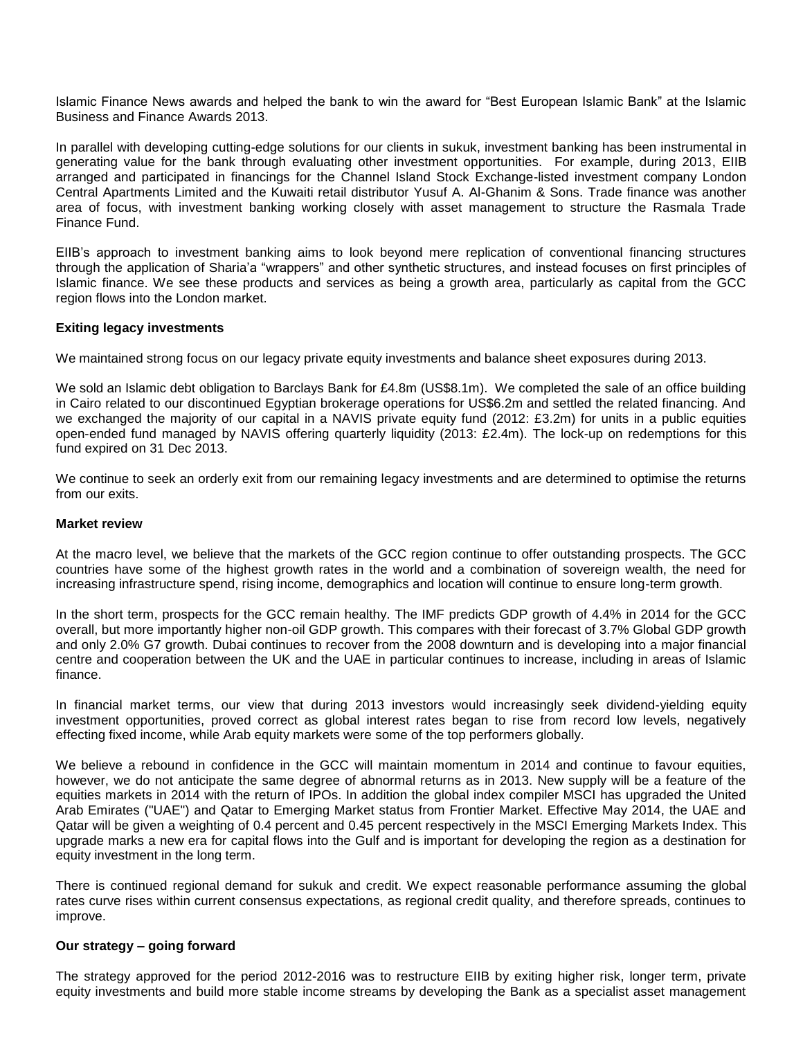Islamic Finance News awards and helped the bank to win the award for "Best European Islamic Bank" at the Islamic Business and Finance Awards 2013.

In parallel with developing cutting-edge solutions for our clients in sukuk, investment banking has been instrumental in generating value for the bank through evaluating other investment opportunities. For example, during 2013, EIIB arranged and participated in financings for the Channel Island Stock Exchange-listed investment company London Central Apartments Limited and the Kuwaiti retail distributor Yusuf A. Al-Ghanim & Sons. Trade finance was another area of focus, with investment banking working closely with asset management to structure the Rasmala Trade Finance Fund.

EIIB's approach to investment banking aims to look beyond mere replication of conventional financing structures through the application of Sharia'a "wrappers" and other synthetic structures, and instead focuses on first principles of Islamic finance. We see these products and services as being a growth area, particularly as capital from the GCC region flows into the London market.

**Exiting legacy investments**

We maintained strong focus on our legacy private equity investments and balance sheet exposures during 2013.

We sold an Islamic debt obligation to Barclays Bank for £4.8m (US$8.1m). We completed the sale of an office building in Cairo related to our discontinued Egyptian brokerage operations for US$6.2m and settled the related financing. And we exchanged the majority of our capital in a NAVIS private equity fund (2012: £3.2m) for units in a public equities open-ended fund managed by NAVIS offering quarterly liquidity (2013: £2.4m). The lock-up on redemptions for this fund expired on 31 Dec 2013.

We continue to seek an orderly exit from our remaining legacy investments and are determined to optimise the returns from our exits.

**Market review**

At the macro level, we believe that the markets of the GCC region continue to offer outstanding prospects. The GCC countries have some of the highest growth rates in the world and a combination of sovereign wealth, the need for increasing infrastructure spend, rising income, demographics and location will continue to ensure long-term growth.

In the short term, prospects for the GCC remain healthy. The IMF predicts GDP growth of 4.4% in 2014 for the GCC overall, but more importantly higher non-oil GDP growth. This compares with their forecast of 3.7% Global GDP growth and only 2.0% G7 growth. Dubai continues to recover from the 2008 downturn and is developing into a major financial centre and cooperation between the UK and the UAE in particular continues to increase, including in areas of Islamic finance.

In financial market terms, our view that during 2013 investors would increasingly seek dividend-yielding equity investment opportunities, proved correct as global interest rates began to rise from record low levels, negatively effecting fixed income, while Arab equity markets were some of the top performers globally.

We believe a rebound in confidence in the GCC will maintain momentum in 2014 and continue to favour equities, however, we do not anticipate the same degree of abnormal returns as in 2013. New supply will be a feature of the equities markets in 2014 with the return of IPOs. In addition the global index compiler MSCI has upgraded the United Arab Emirates ("UAE") and Qatar to Emerging Market status from Frontier Market. Effective May 2014, the UAE and Qatar will be given a weighting of 0.4 percent and 0.45 percent respectively in the MSCI Emerging Markets Index. This upgrade marks a new era for capital flows into the Gulf and is important for developing the region as a destination for equity investment in the long term.

There is continued regional demand for sukuk and credit. We expect reasonable performance assuming the global rates curve rises within current consensus expectations, as regional credit quality, and therefore spreads, continues to improve.

**Our strategy – going forward**

The strategy approved for the period 2012-2016 was to restructure EIIB by exiting higher risk, longer term, private equity investments and build more stable income streams by developing the Bank as a specialist asset management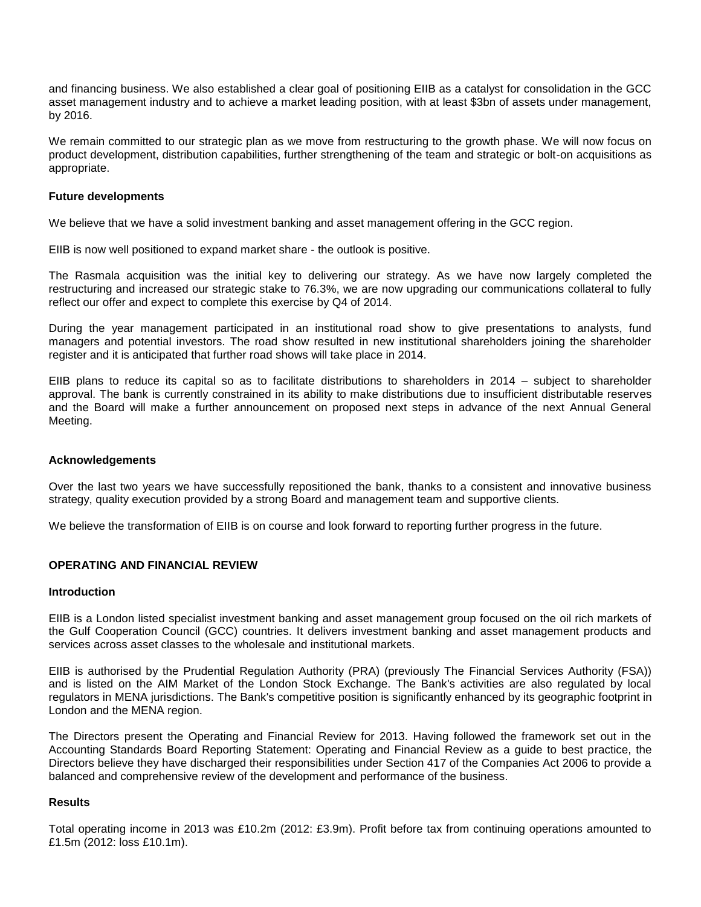and financing business. We also established a clear goal of positioning EIIB as a catalyst for consolidation in the GCC asset management industry and to achieve a market leading position, with at least $3bn of assets under management, by 2016.

We remain committed to our strategic plan as we move from restructuring to the growth phase. We will now focus on product development, distribution capabilities, further strengthening of the team and strategic or bolt-on acquisitions as appropriate.

**Future developments**

We believe that we have a solid investment banking and asset management offering in the GCC region.

EIIB is now well positioned to expand market share - the outlook is positive.

The Rasmala acquisition was the initial key to delivering our strategy. As we have now largely completed the restructuring and increased our strategic stake to 76.3%, we are now upgrading our communications collateral to fully reflect our offer and expect to complete this exercise by Q4 of 2014.

During the year management participated in an institutional road show to give presentations to analysts, fund managers and potential investors. The road show resulted in new institutional shareholders joining the shareholder register and it is anticipated that further road shows will take place in 2014.

EIIB plans to reduce its capital so as to facilitate distributions to shareholders in 2014 – subject to shareholder approval. The bank is currently constrained in its ability to make distributions due to insufficient distributable reserves and the Board will make a further announcement on proposed next steps in advance of the next Annual General Meeting.

**Acknowledgements**

Over the last two years we have successfully repositioned the bank, thanks to a consistent and innovative business strategy, quality execution provided by a strong Board and management team and supportive clients.

We believe the transformation of EIIB is on course and look forward to reporting further progress in the future.

## OPERATING AND FINANCIAL REVIEW

**Introduction**

EIIB is a London listed specialist investment banking and asset management group focused on the oil rich markets of the Gulf Cooperation Council (GCC) countries. It delivers investment banking and asset management products and services across asset classes to the wholesale and institutional markets.

EIIB is authorised by the Prudential Regulation Authority (PRA) (previously The Financial Services Authority (FSA)) and is listed on the AIM Market of the London Stock Exchange. The Bank's activities are also regulated by local regulators in MENA jurisdictions. The Bank's competitive position is significantly enhanced by its geographic footprint in London and the MENA region.

The Directors present the Operating and Financial Review for 2013. Having followed the framework set out in the Accounting Standards Board Reporting Statement: Operating and Financial Review as a guide to best practice, the Directors believe they have discharged their responsibilities under Section 417 of the Companies Act 2006 to provide a balanced and comprehensive review of the development and performance of the business.

**Results**

Total operating income in 2013 was £10.2m (2012: £3.9m). Profit before tax from continuing operations amounted to £1.5m (2012: loss £10.1m).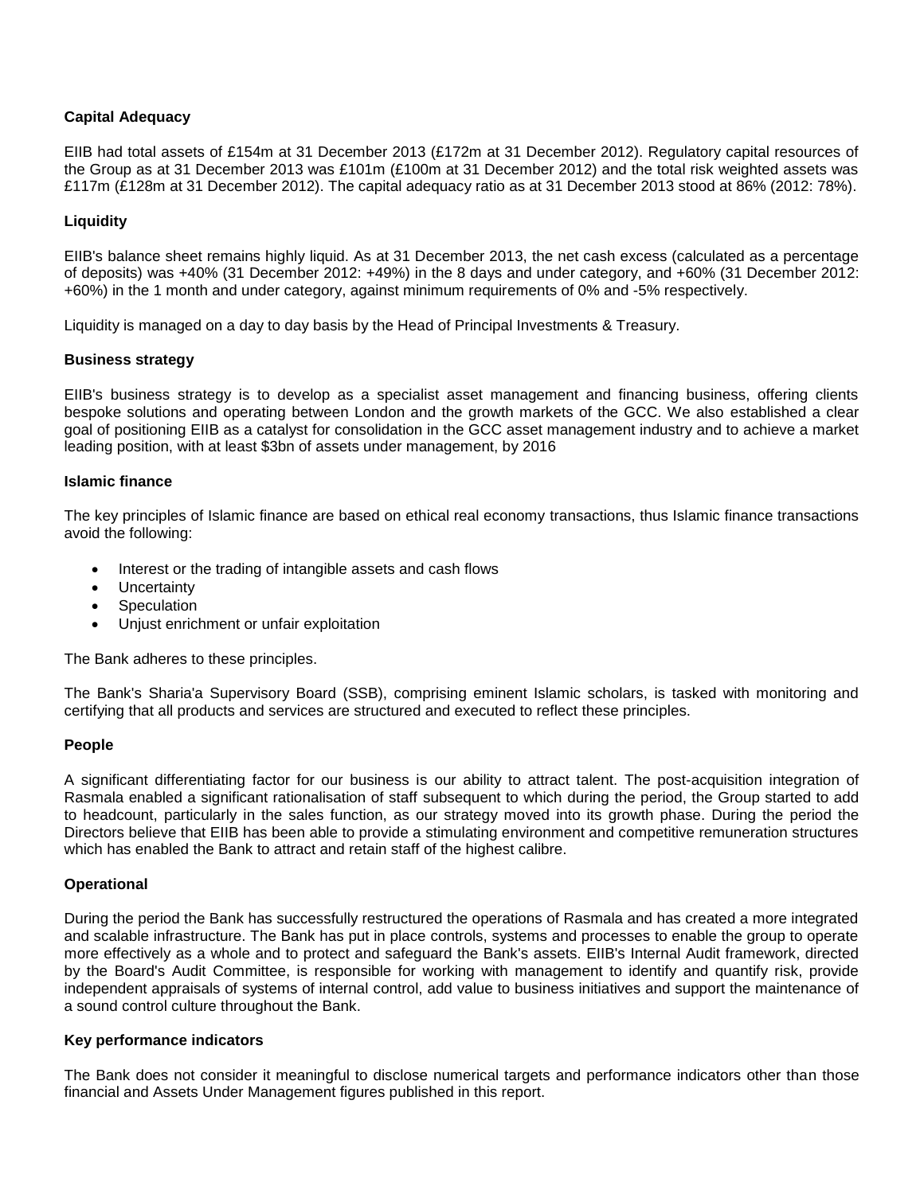**Capital Adequacy**

EIIB had total assets of £154m at 31 December 2013 (£172m at 31 December 2012). Regulatory capital resources of the Group as at 31 December 2013 was £101m (£100m at 31 December 2012) and the total risk weighted assets was £117m (£128m at 31 December 2012). The capital adequacy ratio as at 31 December 2013 stood at 86% (2012: 78%).

**Liquidity**

EIIB's balance sheet remains highly liquid. As at 31 December 2013, the net cash excess (calculated as a percentage of deposits) was +40% (31 December 2012: +49%) in the 8 days and under category, and +60% (31 December 2012: +60%) in the 1 month and under category, against minimum requirements of 0% and -5% respectively.

Liquidity is managed on a day to day basis by the Head of Principal Investments & Treasury.

**Business strategy**

EIIB's business strategy is to develop as a specialist asset management and financing business, offering clients bespoke solutions and operating between London and the growth markets of the GCC. We also established a clear goal of positioning EIIB as a catalyst for consolidation in the GCC asset management industry and to achieve a market leading position, with at least $3bn of assets under management, by 2016

**Islamic finance**

The key principles of Islamic finance are based on ethical real economy transactions, thus Islamic finance transactions avoid the following:

- Interest or the trading of intangible assets and cash flows
- Uncertainty
- Speculation
- Unjust enrichment or unfair exploitation

The Bank adheres to these principles.

The Bank's Sharia'a Supervisory Board (SSB), comprising eminent Islamic scholars, is tasked with monitoring and certifying that all products and services are structured and executed to reflect these principles.

**People**

A significant differentiating factor for our business is our ability to attract talent. The post-acquisition integration of Rasmala enabled a significant rationalisation of staff subsequent to which during the period, the Group started to add to headcount, particularly in the sales function, as our strategy moved into its growth phase. During the period the Directors believe that EIIB has been able to provide a stimulating environment and competitive remuneration structures which has enabled the Bank to attract and retain staff of the highest calibre.

**Operational**

During the period the Bank has successfully restructured the operations of Rasmala and has created a more integrated and scalable infrastructure. The Bank has put in place controls, systems and processes to enable the group to operate more effectively as a whole and to protect and safeguard the Bank's assets. EIIB's Internal Audit framework, directed by the Board's Audit Committee, is responsible for working with management to identify and quantify risk, provide independent appraisals of systems of internal control, add value to business initiatives and support the maintenance of a sound control culture throughout the Bank.

**Key performance indicators**

The Bank does not consider it meaningful to disclose numerical targets and performance indicators other than those financial and Assets Under Management figures published in this report.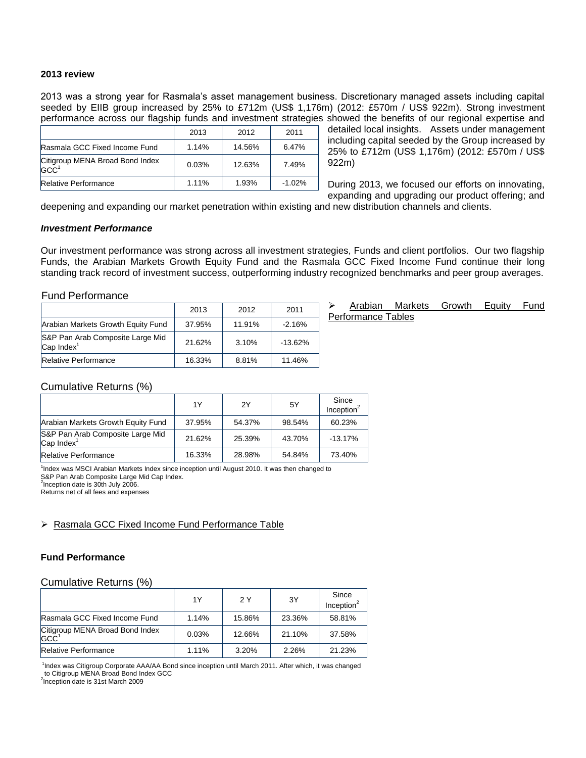**2013 review**

2013 was a strong year for Rasmala's asset management business. Discretionary managed assets including capital seeded by EIIB group increased by 25% to £712m (US$ 1,176m) (2012: £570m / US$ 922m). Strong investment performance across our flagship funds and investment strategies showed the benefits of our regional expertise and detailed local insights. Assets under management including capital seeded by the Group increased by 25% to £712m (US$ 1,176m) (2012: £570m / US$ 922m)

| | 2013 | 2012 | 2011 |
|---|---|---|---|
| Rasmala GCC Fixed Income Fund | 1.14% | 14.56% | 6.47% |
| Citigroup MENA Broad Bond Index GCC[1] | 0.03% | 12.63% | 7.49% |
| Relative Performance | 1.11% | 1.93% | -1.02% |

During 2013, we focused our efforts on innovating, expanding and upgrading our product offering; and deepening and expanding our market penetration within existing and new distribution channels and clients.

***Investment Performance***

Our investment performance was strong across all investment strategies, Funds and client portfolios. Our two flagship Funds, the Arabian Markets Growth Equity Fund and the Rasmala GCC Fixed Income Fund continue their long standing track record of investment success, outperforming industry recognized benchmarks and peer group averages.

- Arabian Markets Growth Equity Fund Performance Tables

Fund Performance

| | 2013 | 2012 | 2011 |
|---|---|---|---|
| Arabian Markets Growth Equity Fund | 37.95% | 11.91% | -2.16% |
| S&P Pan Arab Composite Large Mid Cap Index[1] | 21.62% | 3.10% | -13.62% |
| Relative Performance | 16.33% | 8.81% | 11.46% |

Cumulative Returns (%)

| | 1Y | 2Y | 5Y | Since Inception[2] |
|---|---|---|---|---|
| Arabian Markets Growth Equity Fund | 37.95% | 54.37% | 98.54% | 60.23% |
| S&P Pan Arab Composite Large Mid Cap Index[1] | 21.62% | 25.39% | 43.70% | -13.17% |
| Relative Performance | 16.33% | 28.98% | 54.84% | 73.40% |

[1]Index was MSCI Arabian Markets Index since inception until August 2010. It was then changed to S&P Pan Arab Composite Large Mid Cap Index.
[2]Inception date is 30th July 2006.
Returns net of all fees and expenses

- Rasmala GCC Fixed Income Fund Performance Table

**Fund Performance**

Cumulative Returns (%)

| | 1Y | 2 Y | 3Y | Since Inception[2] |
|---|---|---|---|---|
| Rasmala GCC Fixed Income Fund | 1.14% | 15.86% | 23.36% | 58.81% |
| Citigroup MENA Broad Bond Index GCC[1] | 0.03% | 12.66% | 21.10% | 37.58% |
| Relative Performance | 1.11% | 3.20% | 2.26% | 21.23% |

[1]Index was Citigroup Corporate AAA/AA Bond since inception until March 2011. After which, it was changed to Citigroup MENA Broad Bond Index GCC
[2]Inception date is 31st March 2009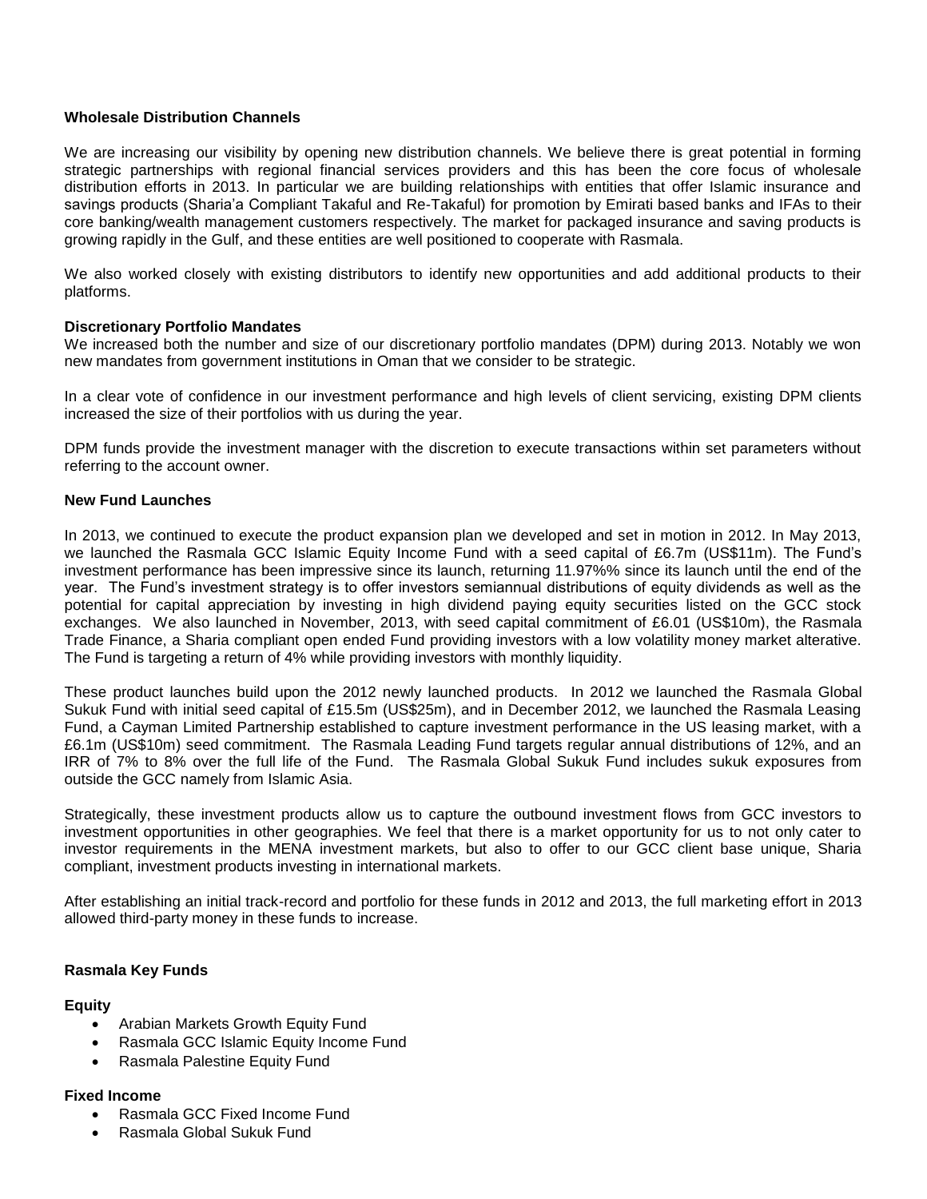**Wholesale Distribution Channels**

We are increasing our visibility by opening new distribution channels. We believe there is great potential in forming strategic partnerships with regional financial services providers and this has been the core focus of wholesale distribution efforts in 2013. In particular we are building relationships with entities that offer Islamic insurance and savings products (Sharia'a Compliant Takaful and Re-Takaful) for promotion by Emirati based banks and IFAs to their core banking/wealth management customers respectively. The market for packaged insurance and saving products is growing rapidly in the Gulf, and these entities are well positioned to cooperate with Rasmala.

We also worked closely with existing distributors to identify new opportunities and add additional products to their platforms.

**Discretionary Portfolio Mandates**

We increased both the number and size of our discretionary portfolio mandates (DPM) during 2013. Notably we won new mandates from government institutions in Oman that we consider to be strategic.

In a clear vote of confidence in our investment performance and high levels of client servicing, existing DPM clients increased the size of their portfolios with us during the year.

DPM funds provide the investment manager with the discretion to execute transactions within set parameters without referring to the account owner.

**New Fund Launches**

In 2013, we continued to execute the product expansion plan we developed and set in motion in 2012. In May 2013, we launched the Rasmala GCC Islamic Equity Income Fund with a seed capital of £6.7m (US$11m). The Fund's investment performance has been impressive since its launch, returning 11.97%% since its launch until the end of the year. The Fund's investment strategy is to offer investors semiannual distributions of equity dividends as well as the potential for capital appreciation by investing in high dividend paying equity securities listed on the GCC stock exchanges. We also launched in November, 2013, with seed capital commitment of £6.01 (US$10m), the Rasmala Trade Finance, a Sharia compliant open ended Fund providing investors with a low volatility money market alterative. The Fund is targeting a return of 4% while providing investors with monthly liquidity.

These product launches build upon the 2012 newly launched products. In 2012 we launched the Rasmala Global Sukuk Fund with initial seed capital of £15.5m (US$25m), and in December 2012, we launched the Rasmala Leasing Fund, a Cayman Limited Partnership established to capture investment performance in the US leasing market, with a £6.1m (US$10m) seed commitment. The Rasmala Leading Fund targets regular annual distributions of 12%, and an IRR of 7% to 8% over the full life of the Fund. The Rasmala Global Sukuk Fund includes sukuk exposures from outside the GCC namely from Islamic Asia.

Strategically, these investment products allow us to capture the outbound investment flows from GCC investors to investment opportunities in other geographies. We feel that there is a market opportunity for us to not only cater to investor requirements in the MENA investment markets, but also to offer to our GCC client base unique, Sharia compliant, investment products investing in international markets.

After establishing an initial track-record and portfolio for these funds in 2012 and 2013, the full marketing effort in 2013 allowed third-party money in these funds to increase.

**Rasmala Key Funds**

**Equity**

- Arabian Markets Growth Equity Fund
- Rasmala GCC Islamic Equity Income Fund
- Rasmala Palestine Equity Fund

**Fixed Income**

- Rasmala GCC Fixed Income Fund
- Rasmala Global Sukuk Fund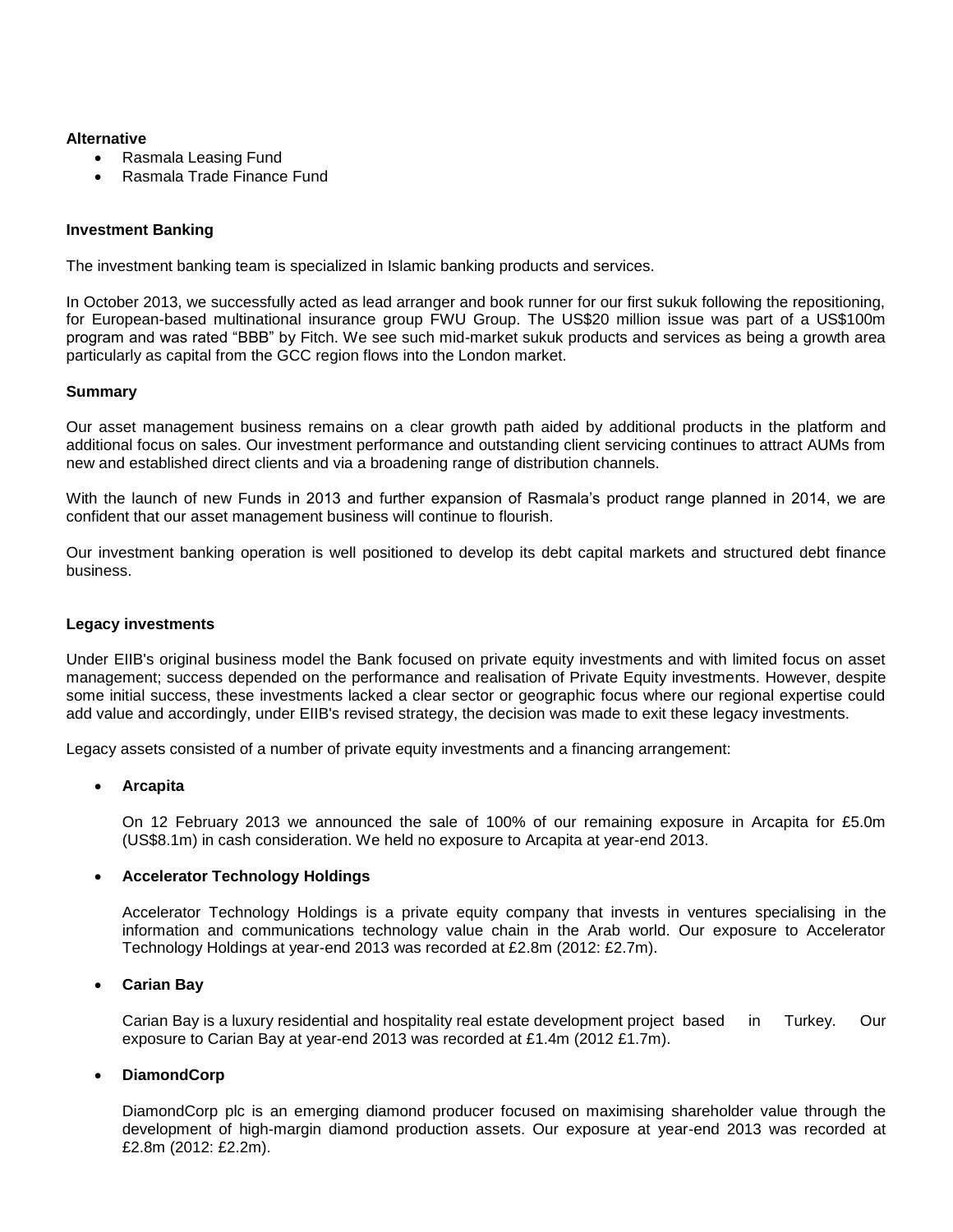**Alternative**

- Rasmala Leasing Fund
- Rasmala Trade Finance Fund

**Investment Banking**

The investment banking team is specialized in Islamic banking products and services.

In October 2013, we successfully acted as lead arranger and book runner for our first sukuk following the repositioning, for European-based multinational insurance group FWU Group. The US$20 million issue was part of a US$100m program and was rated "BBB" by Fitch. We see such mid-market sukuk products and services as being a growth area particularly as capital from the GCC region flows into the London market.

**Summary**

Our asset management business remains on a clear growth path aided by additional products in the platform and additional focus on sales. Our investment performance and outstanding client servicing continues to attract AUMs from new and established direct clients and via a broadening range of distribution channels.

With the launch of new Funds in 2013 and further expansion of Rasmala's product range planned in 2014, we are confident that our asset management business will continue to flourish.

Our investment banking operation is well positioned to develop its debt capital markets and structured debt finance business.

**Legacy investments**

Under EIIB's original business model the Bank focused on private equity investments and with limited focus on asset management; success depended on the performance and realisation of Private Equity investments. However, despite some initial success, these investments lacked a clear sector or geographic focus where our regional expertise could add value and accordingly, under EIIB's revised strategy, the decision was made to exit these legacy investments.

Legacy assets consisted of a number of private equity investments and a financing arrangement:

- **Arcapita**

  On 12 February 2013 we announced the sale of 100% of our remaining exposure in Arcapita for £5.0m (US$8.1m) in cash consideration. We held no exposure to Arcapita at year-end 2013.

- **Accelerator Technology Holdings**

  Accelerator Technology Holdings is a private equity company that invests in ventures specialising in the information and communications technology value chain in the Arab world. Our exposure to Accelerator Technology Holdings at year-end 2013 was recorded at £2.8m (2012: £2.7m).

- **Carian Bay**

  Carian Bay is a luxury residential and hospitality real estate development project based in Turkey. Our exposure to Carian Bay at year-end 2013 was recorded at £1.4m (2012 £1.7m).

- **DiamondCorp**

  DiamondCorp plc is an emerging diamond producer focused on maximising shareholder value through the development of high-margin diamond production assets. Our exposure at year-end 2013 was recorded at £2.8m (2012: £2.2m).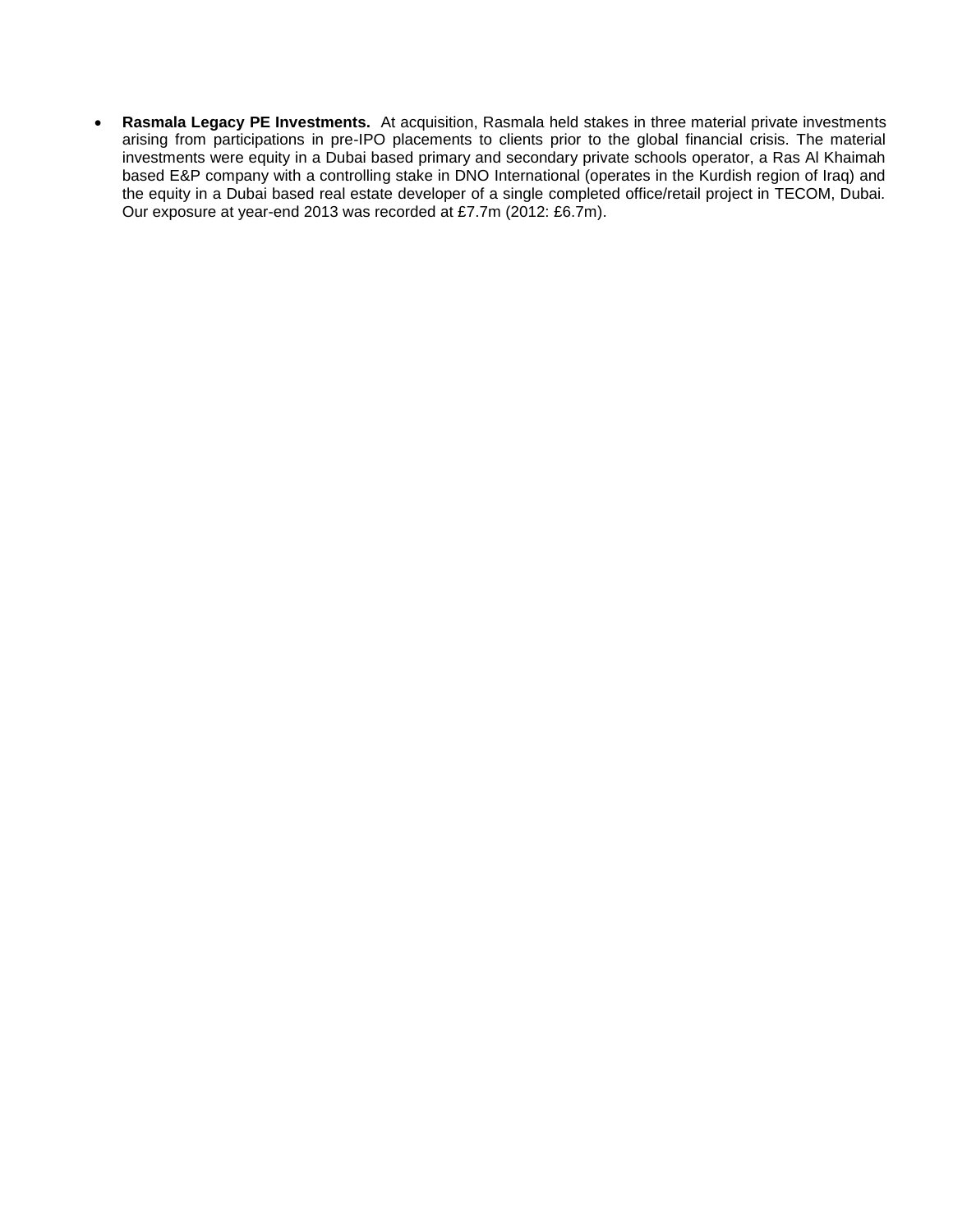- **Rasmala Legacy PE Investments.** At acquisition, Rasmala held stakes in three material private investments arising from participations in pre-IPO placements to clients prior to the global financial crisis. The material investments were equity in a Dubai based primary and secondary private schools operator, a Ras Al Khaimah based E&P company with a controlling stake in DNO International (operates in the Kurdish region of Iraq) and the equity in a Dubai based real estate developer of a single completed office/retail project in TECOM, Dubai. Our exposure at year-end 2013 was recorded at £7.7m (2012: £6.7m).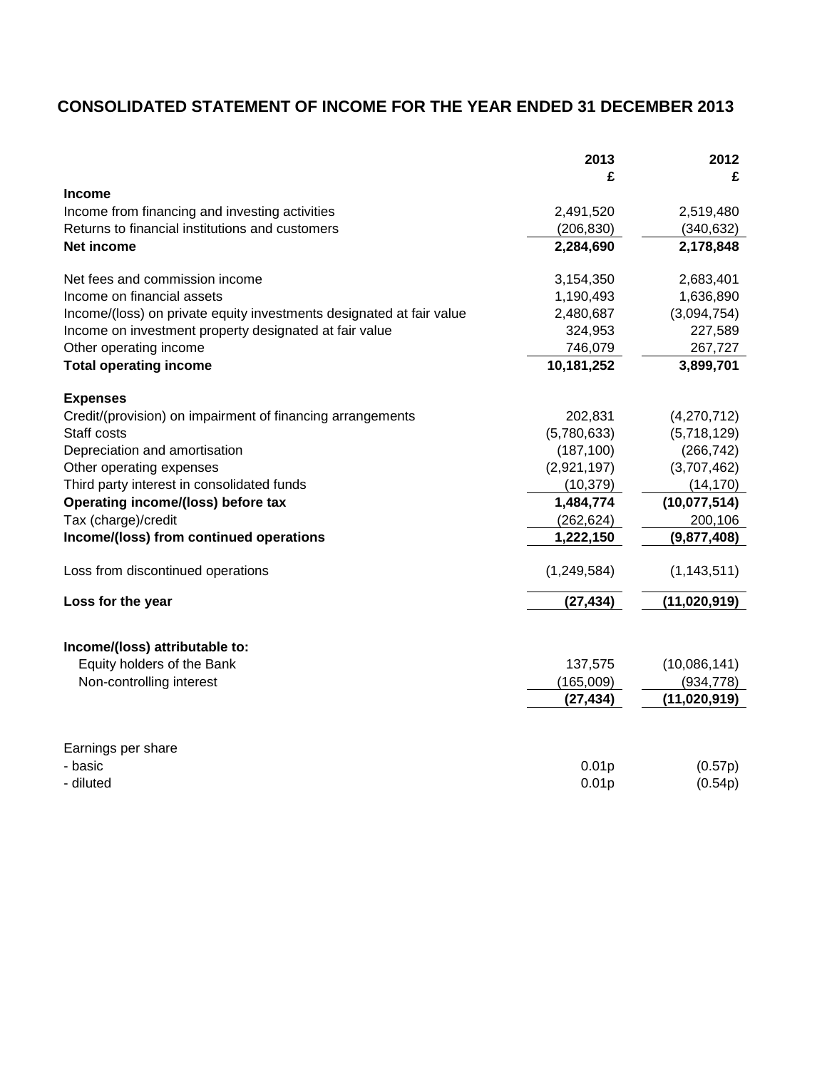# CONSOLIDATED STATEMENT OF INCOME FOR THE YEAR ENDED 31 DECEMBER 2013

| | 2013<br>£ | 2012<br>£ |
|---|---|---|
| **Income** | | |
| Income from financing and investing activities | 2,491,520 | 2,519,480 |
| Returns to financial institutions and customers | (206,830) | (340,632) |
| **Net income** | **2,284,690** | **2,178,848** |
| | | |
| Net fees and commission income | 3,154,350 | 2,683,401 |
| Income on financial assets | 1,190,493 | 1,636,890 |
| Income/(loss) on private equity investments designated at fair value | 2,480,687 | (3,094,754) |
| Income on investment property designated at fair value | 324,953 | 227,589 |
| Other operating income | 746,079 | 267,727 |
| **Total operating income** | **10,181,252** | **3,899,701** |
| | | |
| **Expenses** | | |
| Credit/(provision) on impairment of financing arrangements | 202,831 | (4,270,712) |
| Staff costs | (5,780,633) | (5,718,129) |
| Depreciation and amortisation | (187,100) | (266,742) |
| Other operating expenses | (2,921,197) | (3,707,462) |
| Third party interest in consolidated funds | (10,379) | (14,170) |
| **Operating income/(loss) before tax** | **1,484,774** | **(10,077,514)** |
| Tax (charge)/credit | (262,624) | 200,106 |
| **Income/(loss) from continued operations** | **1,222,150** | **(9,877,408)** |
| | | |
| Loss from discontinued operations | (1,249,584) | (1,143,511) |
| | | |
| **Loss for the year** | **(27,434)** | **(11,020,919)** |
| | | |
| **Income/(loss) attributable to:** | | |
| Equity holders of the Bank | 137,575 | (10,086,141) |
| Non-controlling interest | (165,009) | (934,778) |
| | **(27,434)** | **(11,020,919)** |
| | | |
| Earnings per share | | |
| - basic | 0.01p | (0.57p) |
| - diluted | 0.01p | (0.54p) |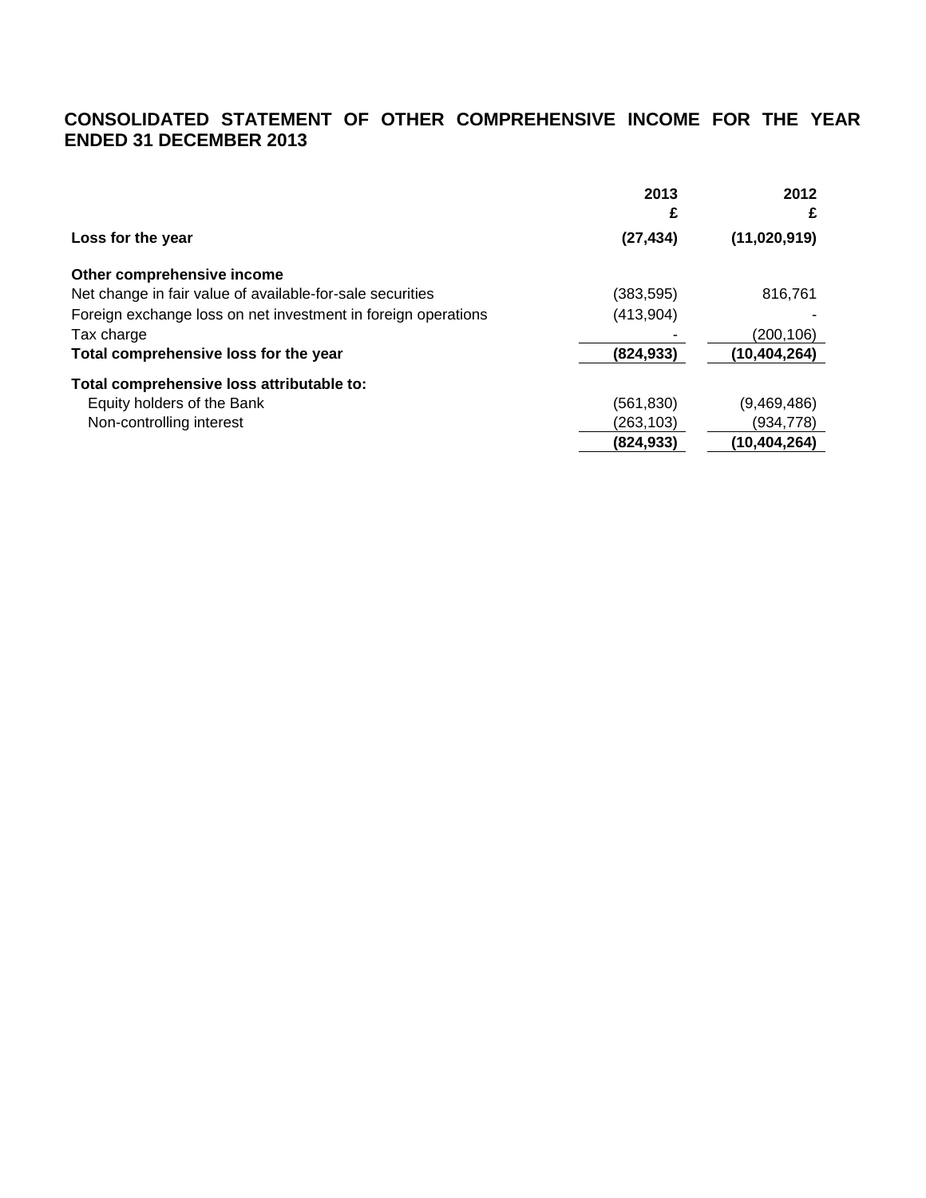## CONSOLIDATED STATEMENT OF OTHER COMPREHENSIVE INCOME FOR THE YEAR ENDED 31 DECEMBER 2013

| | 2013 £ | 2012 £ |
|---|---|---|
| **Loss for the year** | **(27,434)** | **(11,020,919)** |
| **Other comprehensive income** | | |
| Net change in fair value of available-for-sale securities | (383,595) | 816,761 |
| Foreign exchange loss on net investment in foreign operations | (413,904) | - |
| Tax charge | - | (200,106) |
| **Total comprehensive loss for the year** | **(824,933)** | **(10,404,264)** |
| **Total comprehensive loss attributable to:** | | |
| Equity holders of the Bank | (561,830) | (9,469,486) |
| Non-controlling interest | (263,103) | (934,778) |
| | **(824,933)** | **(10,404,264)** |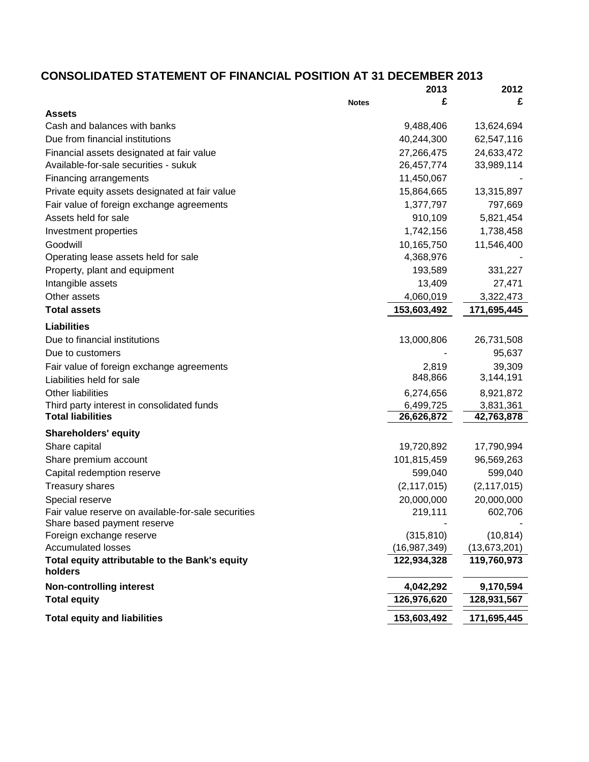# CONSOLIDATED STATEMENT OF FINANCIAL POSITION AT 31 DECEMBER 2013

| | Notes | 2013 | 2012 |
|---|---|---|---|
| | | £ | £ |
| **Assets** | | | |
| Cash and balances with banks | | 9,488,406 | 13,624,694 |
| Due from financial institutions | | 40,244,300 | 62,547,116 |
| Financial assets designated at fair value | | 27,266,475 | 24,633,472 |
| Available-for-sale securities - sukuk | | 26,457,774 | 33,989,114 |
| Financing arrangements | | 11,450,067 | - |
| Private equity assets designated at fair value | | 15,864,665 | 13,315,897 |
| Fair value of foreign exchange agreements | | 1,377,797 | 797,669 |
| Assets held for sale | | 910,109 | 5,821,454 |
| Investment properties | | 1,742,156 | 1,738,458 |
| Goodwill | | 10,165,750 | 11,546,400 |
| Operating lease assets held for sale | | 4,368,976 | - |
| Property, plant and equipment | | 193,589 | 331,227 |
| Intangible assets | | 13,409 | 27,471 |
| Other assets | | 4,060,019 | 3,322,473 |
| **Total assets** | | **153,603,492** | **171,695,445** |
| **Liabilities** | | | |
| Due to financial institutions | | 13,000,806 | 26,731,508 |
| Due to customers | | - | 95,637 |
| Fair value of foreign exchange agreements | | 2,819 | 39,309 |
| Liabilities held for sale | | 848,866 | 3,144,191 |
| Other liabilities | | 6,274,656 | 8,921,872 |
| Third party interest in consolidated funds | | 6,499,725 | 3,831,361 |
| **Total liabilities** | | **26,626,872** | **42,763,878** |
| **Shareholders' equity** | | | |
| Share capital | | 19,720,892 | 17,790,994 |
| Share premium account | | 101,815,459 | 96,569,263 |
| Capital redemption reserve | | 599,040 | 599,040 |
| Treasury shares | | (2,117,015) | (2,117,015) |
| Special reserve | | 20,000,000 | 20,000,000 |
| Fair value reserve on available-for-sale securities | | 219,111 | 602,706 |
| Share based payment reserve | | - | - |
| Foreign exchange reserve | | (315,810) | (10,814) |
| Accumulated losses | | (16,987,349) | (13,673,201) |
| **Total equity attributable to the Bank's equity holders** | | **122,934,328** | **119,760,973** |
| **Non-controlling interest** | | **4,042,292** | **9,170,594** |
| **Total equity** | | **126,976,620** | **128,931,567** |
| **Total equity and liabilities** | | **153,603,492** | **171,695,445** |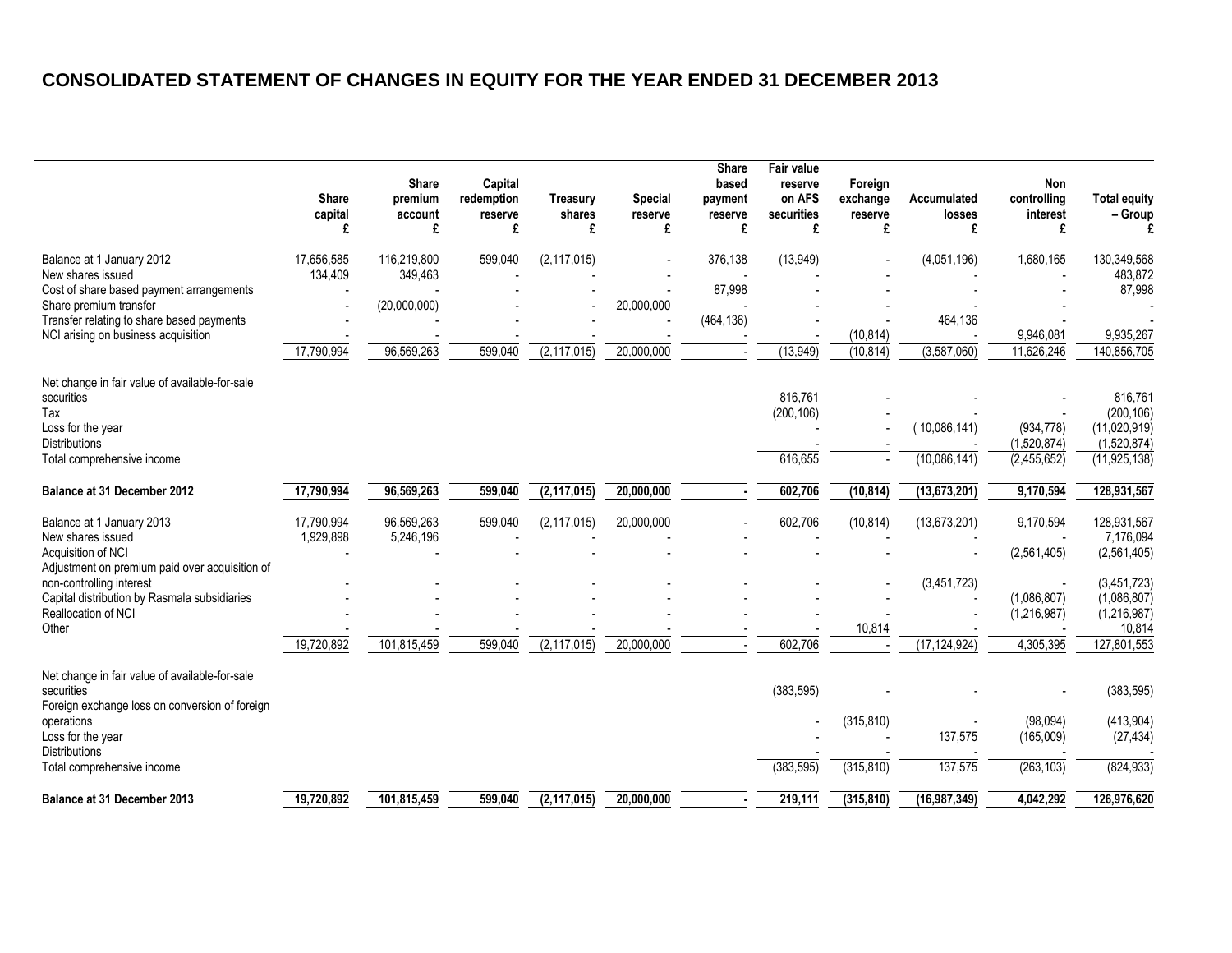# CONSOLIDATED STATEMENT OF CHANGES IN EQUITY FOR THE YEAR ENDED 31 DECEMBER 2013

| | Share capital £ | Share premium account £ | Capital redemption reserve £ | Treasury shares £ | Special reserve £ | Share based payment reserve £ | Fair value reserve on AFS securities £ | Foreign exchange reserve £ | Accumulated losses £ | Non controlling interest £ | Total equity – Group £ |
|---|---|---|---|---|---|---|---|---|---|---|---|
| Balance at 1 January 2012 | 17,656,585 | 116,219,800 | 599,040 | (2,117,015) | - | 376,138 | (13,949) | - | (4,051,196) | 1,680,165 | 130,349,568 |
| New shares issued | 134,409 | 349,463 | - | - | - | - | - | - | - | - | 483,872 |
| Cost of share based payment arrangements | - | - | - | - | - | 87,998 | - | - | - | - | 87,998 |
| Share premium transfer | - | (20,000,000) | - | - | 20,000,000 | - | - | - | - | - | - |
| Transfer relating to share based payments | - | - | - | - | - | (464,136) | - | - | 464,136 | - | - |
| NCI arising on business acquisition | - | - | - | - | - | - | - | (10,814) | - | 9,946,081 | 9,935,267 |
| | 17,790,994 | 96,569,263 | 599,040 | (2,117,015) | 20,000,000 | - | (13,949) | (10,814) | (3,587,060) | 11,626,246 | 140,856,705 |
| Net change in fair value of available-for-sale securities | | | | | | | 816,761 | - | - | - | 816,761 |
| Tax | | | | | | | (200,106) | - | - | - | (200,106) |
| Loss for the year | | | | | | | - | - | (10,086,141) | (934,778) | (11,020,919) |
| Distributions | | | | | | | - | - | - | (1,520,874) | (1,520,874) |
| Total comprehensive income | | | | | | | 616,655 | - | (10,086,141) | (2,455,652) | (11,925,138) |
| **Balance at 31 December 2012** | **17,790,994** | **96,569,263** | **599,040** | **(2,117,015)** | **20,000,000** | **-** | **602,706** | **(10,814)** | **(13,673,201)** | **9,170,594** | **128,931,567** |
| Balance at 1 January 2013 | 17,790,994 | 96,569,263 | 599,040 | (2,117,015) | 20,000,000 | - | 602,706 | (10,814) | (13,673,201) | 9,170,594 | 128,931,567 |
| New shares issued | 1,929,898 | 5,246,196 | - | - | - | - | - | - | - | - | 7,176,094 |
| Acquisition of NCI | - | - | - | - | - | - | - | - | - | (2,561,405) | (2,561,405) |
| Adjustment on premium paid over acquisition of non-controlling interest | - | - | - | - | - | - | - | - | (3,451,723) | - | (3,451,723) |
| Capital distribution by Rasmala subsidiaries | - | - | - | - | - | - | - | - | - | (1,086,807) | (1,086,807) |
| Reallocation of NCI | - | - | - | - | - | - | - | - | - | (1,216,987) | (1,216,987) |
| Other | - | - | - | - | - | - | - | 10,814 | - | - | 10,814 |
| | 19,720,892 | 101,815,459 | 599,040 | (2,117,015) | 20,000,000 | - | 602,706 | - | (17,124,924) | 4,305,395 | 127,801,553 |
| Net change in fair value of available-for-sale securities | | | | | | | (383,595) | - | - | - | (383,595) |
| Foreign exchange loss on conversion of foreign operations | | | | | | | - | (315,810) | - | (98,094) | (413,904) |
| Loss for the year | | | | | | | - | - | 137,575 | (165,009) | (27,434) |
| Distributions | | | | | | | - | - | - | - | - |
| Total comprehensive income | | | | | | | (383,595) | (315,810) | 137,575 | (263,103) | (824,933) |
| **Balance at 31 December 2013** | **19,720,892** | **101,815,459** | **599,040** | **(2,117,015)** | **20,000,000** | **-** | **219,111** | **(315,810)** | **(16,987,349)** | **4,042,292** | **126,976,620** |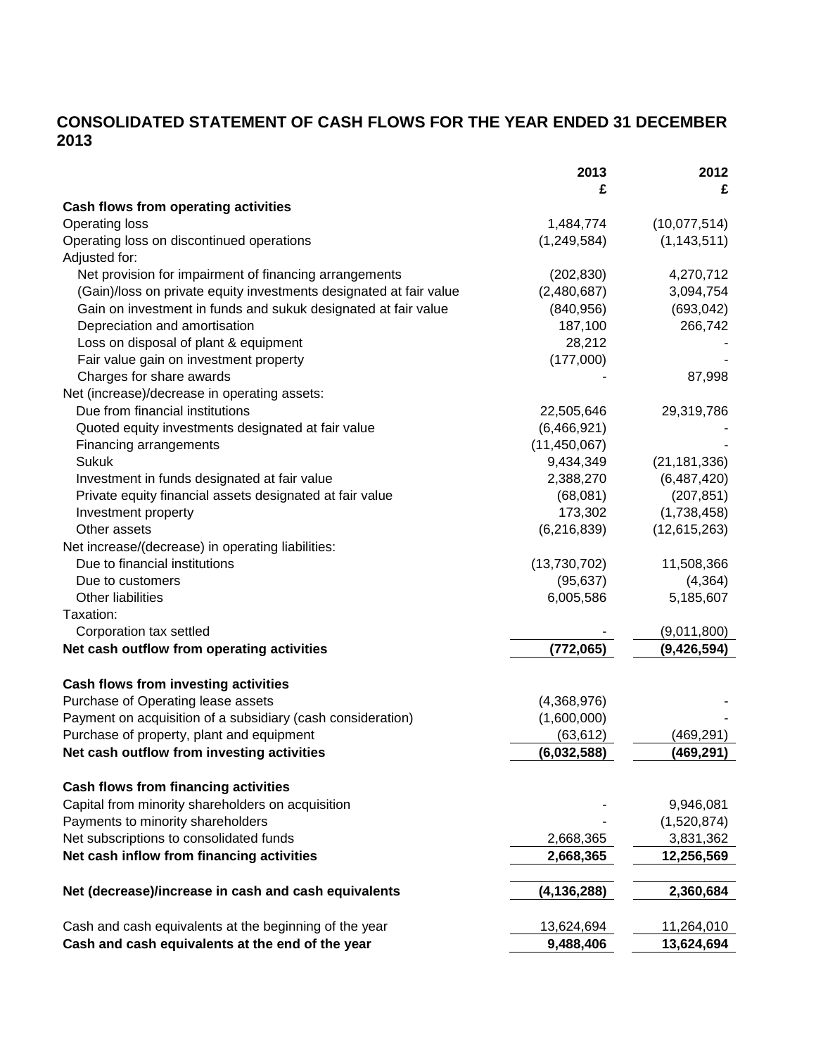## CONSOLIDATED STATEMENT OF CASH FLOWS FOR THE YEAR ENDED 31 DECEMBER 2013

| | 2013<br>£ | 2012<br>£ |
|---|---:|---:|
| **Cash flows from operating activities** | | |
| Operating loss | 1,484,774 | (10,077,514) |
| Operating loss on discontinued operations | (1,249,584) | (1,143,511) |
| Adjusted for: | | |
| Net provision for impairment of financing arrangements | (202,830) | 4,270,712 |
| (Gain)/loss on private equity investments designated at fair value | (2,480,687) | 3,094,754 |
| Gain on investment in funds and sukuk designated at fair value | (840,956) | (693,042) |
| Depreciation and amortisation | 187,100 | 266,742 |
| Loss on disposal of plant & equipment | 28,212 | - |
| Fair value gain on investment property | (177,000) | - |
| Charges for share awards | - | 87,998 |
| Net (increase)/decrease in operating assets: | | |
| Due from financial institutions | 22,505,646 | 29,319,786 |
| Quoted equity investments designated at fair value | (6,466,921) | - |
| Financing arrangements | (11,450,067) | - |
| Sukuk | 9,434,349 | (21,181,336) |
| Investment in funds designated at fair value | 2,388,270 | (6,487,420) |
| Private equity financial assets designated at fair value | (68,081) | (207,851) |
| Investment property | 173,302 | (1,738,458) |
| Other assets | (6,216,839) | (12,615,263) |
| Net increase/(decrease) in operating liabilities: | | |
| Due to financial institutions | (13,730,702) | 11,508,366 |
| Due to customers | (95,637) | (4,364) |
| Other liabilities | 6,005,586 | 5,185,607 |
| Taxation: | | |
| Corporation tax settled | - | (9,011,800) |
| **Net cash outflow from operating activities** | **(772,065)** | **(9,426,594)** |
| | | |
| **Cash flows from investing activities** | | |
| Purchase of Operating lease assets | (4,368,976) | - |
| Payment on acquisition of a subsidiary (cash consideration) | (1,600,000) | - |
| Purchase of property, plant and equipment | (63,612) | (469,291) |
| **Net cash outflow from investing activities** | **(6,032,588)** | **(469,291)** |
| | | |
| **Cash flows from financing activities** | | |
| Capital from minority shareholders on acquisition | - | 9,946,081 |
| Payments to minority shareholders | - | (1,520,874) |
| Net subscriptions to consolidated funds | 2,668,365 | 3,831,362 |
| **Net cash inflow from financing activities** | **2,668,365** | **12,256,569** |
| | | |
| **Net (decrease)/increase in cash and cash equivalents** | **(4,136,288)** | **2,360,684** |
| | | |
| Cash and cash equivalents at the beginning of the year | 13,624,694 | 11,264,010 |
| **Cash and cash equivalents at the end of the year** | **9,488,406** | **13,624,694** |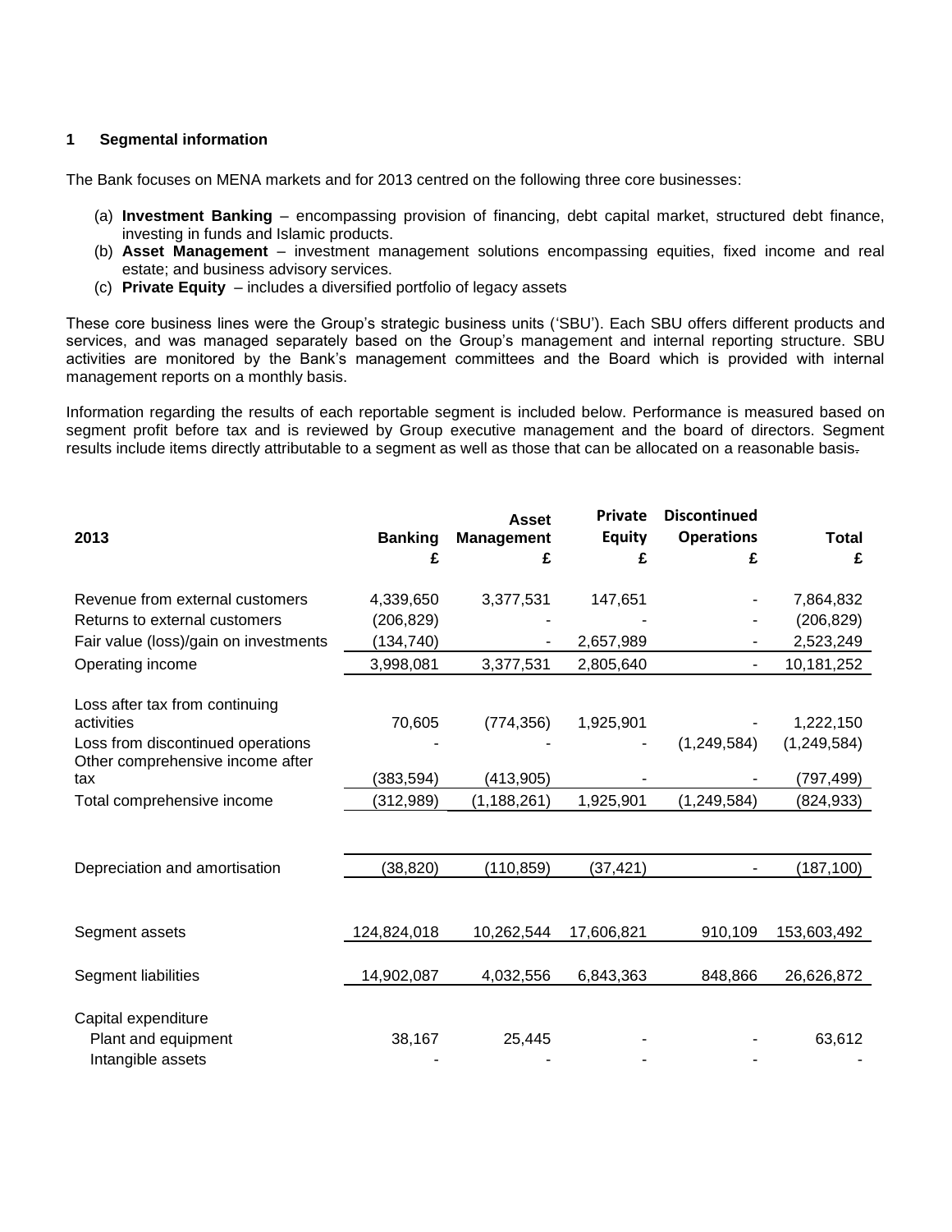## 1 Segmental information

The Bank focuses on MENA markets and for 2013 centred on the following three core businesses:

(a) **Investment Banking** – encompassing provision of financing, debt capital market, structured debt finance, investing in funds and Islamic products.
(b) **Asset Management** – investment management solutions encompassing equities, fixed income and real estate; and business advisory services.
(c) **Private Equity** – includes a diversified portfolio of legacy assets

These core business lines were the Group's strategic business units ('SBU'). Each SBU offers different products and services, and was managed separately based on the Group's management and internal reporting structure. SBU activities are monitored by the Bank's management committees and the Board which is provided with internal management reports on a monthly basis.

Information regarding the results of each reportable segment is included below. Performance is measured based on segment profit before tax and is reviewed by Group executive management and the board of directors. Segment results include items directly attributable to a segment as well as those that can be allocated on a reasonable basis.

| 2013 | Banking | Asset Management | Private Equity | Discontinued Operations | Total |
|---|---|---|---|---|---|
| | £ | £ | £ | £ | £ |
| Revenue from external customers | 4,339,650 | 3,377,531 | 147,651 | - | 7,864,832 |
| Returns to external customers | (206,829) | - | - | - | (206,829) |
| Fair value (loss)/gain on investments | (134,740) | - | 2,657,989 | - | 2,523,249 |
| Operating income | 3,998,081 | 3,377,531 | 2,805,640 | - | 10,181,252 |
| Loss after tax from continuing activities | 70,605 | (774,356) | 1,925,901 | - | 1,222,150 |
| Loss from discontinued operations | - | - | - | (1,249,584) | (1,249,584) |
| Other comprehensive income after tax | (383,594) | (413,905) | - | - | (797,499) |
| Total comprehensive income | (312,989) | (1,188,261) | 1,925,901 | (1,249,584) | (824,933) |
| Depreciation and amortisation | (38,820) | (110,859) | (37,421) | - | (187,100) |
| Segment assets | 124,824,018 | 10,262,544 | 17,606,821 | 910,109 | 153,603,492 |
| Segment liabilities | 14,902,087 | 4,032,556 | 6,843,363 | 848,866 | 26,626,872 |
| Capital expenditure | | | | | |
| Plant and equipment | 38,167 | 25,445 | - | - | 63,612 |
| Intangible assets | - | - | - | - | - |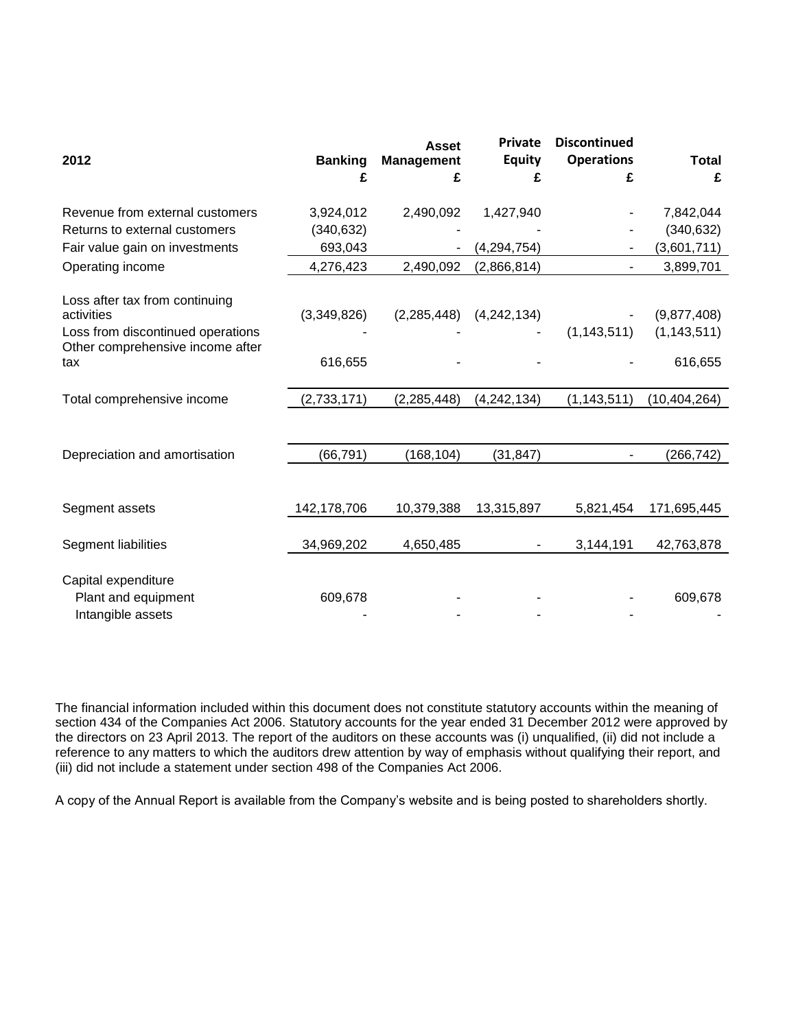| 2012 | Banking | Asset Management | Private Equity | Discontinued Operations | Total |
|---|---|---|---|---|---|
| | £ | £ | £ | £ | £ |
| Revenue from external customers | 3,924,012 | 2,490,092 | 1,427,940 | - | 7,842,044 |
| Returns to external customers | (340,632) | - | - | - | (340,632) |
| Fair value gain on investments | 693,043 | - | (4,294,754) | - | (3,601,711) |
| Operating income | 4,276,423 | 2,490,092 | (2,866,814) | - | 3,899,701 |
| Loss after tax from continuing activities | (3,349,826) | (2,285,448) | (4,242,134) | - | (9,877,408) |
| Loss from discontinued operations | - | - | - | (1,143,511) | (1,143,511) |
| Other comprehensive income after tax | 616,655 | - | - | - | 616,655 |
| Total comprehensive income | (2,733,171) | (2,285,448) | (4,242,134) | (1,143,511) | (10,404,264) |
| Depreciation and amortisation | (66,791) | (168,104) | (31,847) | - | (266,742) |
| Segment assets | 142,178,706 | 10,379,388 | 13,315,897 | 5,821,454 | 171,695,445 |
| Segment liabilities | 34,969,202 | 4,650,485 | - | 3,144,191 | 42,763,878 |
| Capital expenditure | | | | | |
| Plant and equipment | 609,678 | - | - | - | 609,678 |
| Intangible assets | - | - | - | - | - |

The financial information included within this document does not constitute statutory accounts within the meaning of section 434 of the Companies Act 2006. Statutory accounts for the year ended 31 December 2012 were approved by the directors on 23 April 2013. The report of the auditors on these accounts was (i) unqualified, (ii) did not include a reference to any matters to which the auditors drew attention by way of emphasis without qualifying their report, and (iii) did not include a statement under section 498 of the Companies Act 2006.

A copy of the Annual Report is available from the Company's website and is being posted to shareholders shortly.